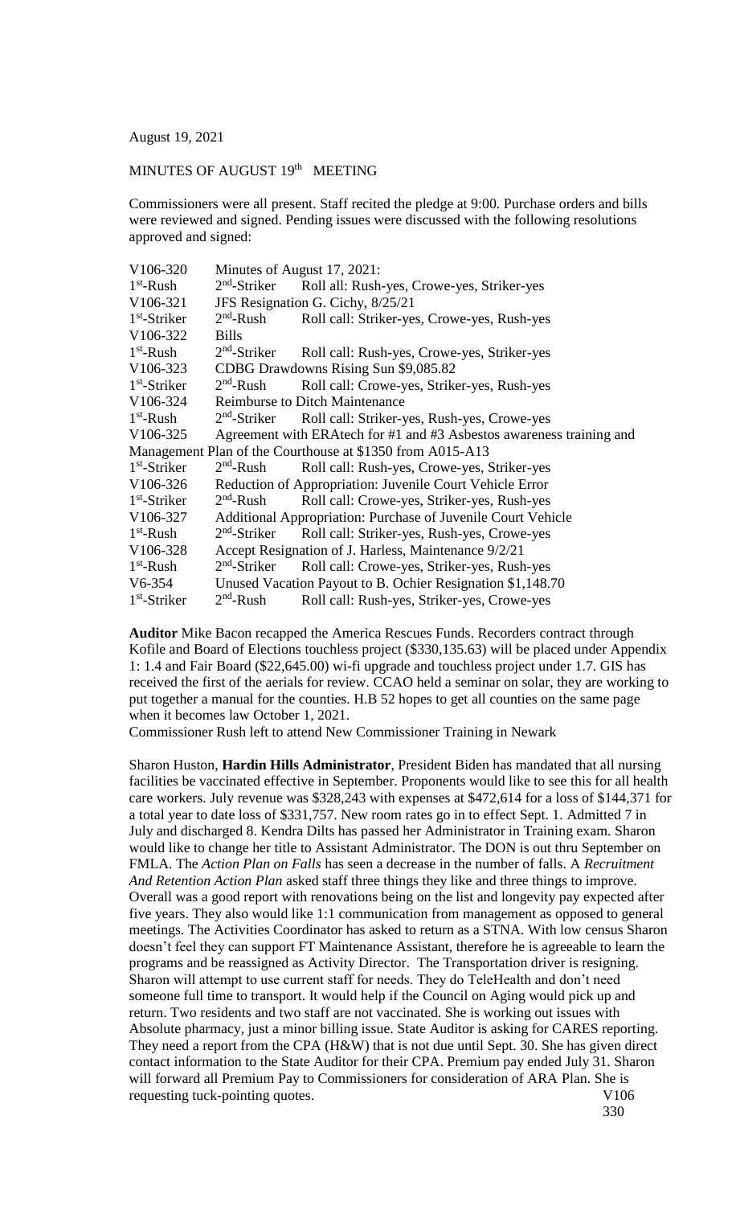August 19, 2021

MINUTES OF AUGUST 19th MEETING

Commissioners were all present. Staff recited the pledge at 9:00. Purchase orders and bills were reviewed and signed. Pending issues were discussed with the following resolutions approved and signed:

| | | |
|---|---|---|
| V106-320 | Minutes of August 17, 2021: | |
| 1st-Rush | 2nd-Striker | Roll all: Rush-yes, Crowe-yes, Striker-yes |
| V106-321 | JFS Resignation G. Cichy, 8/25/21 | |
| 1st-Striker | 2nd-Rush | Roll call: Striker-yes, Crowe-yes, Rush-yes |
| V106-322 | Bills | |
| 1st-Rush | 2nd-Striker | Roll call: Rush-yes, Crowe-yes, Striker-yes |
| V106-323 | CDBG Drawdowns Rising Sun $9,085.82 | |
| 1st-Striker | 2nd-Rush | Roll call: Crowe-yes, Striker-yes, Rush-yes |
| V106-324 | Reimburse to Ditch Maintenance | |
| 1st-Rush | 2nd-Striker | Roll call: Striker-yes, Rush-yes, Crowe-yes |
| V106-325 | Agreement with ERAtech for #1 and #3 Asbestos awareness training and Management Plan of the Courthouse at $1350 from A015-A13 | |
| 1st-Striker | 2nd-Rush | Roll call: Rush-yes, Crowe-yes, Striker-yes |
| V106-326 | Reduction of Appropriation: Juvenile Court Vehicle Error | |
| 1st-Striker | 2nd-Rush | Roll call: Crowe-yes, Striker-yes, Rush-yes |
| V106-327 | Additional Appropriation: Purchase of Juvenile Court Vehicle | |
| 1st-Rush | 2nd-Striker | Roll call: Striker-yes, Rush-yes, Crowe-yes |
| V106-328 | Accept Resignation of J. Harless, Maintenance 9/2/21 | |
| 1st-Rush | 2nd-Striker | Roll call: Crowe-yes, Striker-yes, Rush-yes |
| V6-354 | Unused Vacation Payout to B. Ochier Resignation $1,148.70 | |
| 1st-Striker | 2nd-Rush | Roll call: Rush-yes, Striker-yes, Crowe-yes |

**Auditor** Mike Bacon recapped the America Rescues Funds. Recorders contract through Kofile and Board of Elections touchless project ($330,135.63) will be placed under Appendix 1: 1.4 and Fair Board ($22,645.00) wi-fi upgrade and touchless project under 1.7. GIS has received the first of the aerials for review. CCAO held a seminar on solar, they are working to put together a manual for the counties. H.B 52 hopes to get all counties on the same page when it becomes law October 1, 2021.

Commissioner Rush left to attend New Commissioner Training in Newark

Sharon Huston, **Hardin Hills Administrator**, President Biden has mandated that all nursing facilities be vaccinated effective in September. Proponents would like to see this for all health care workers. July revenue was $328,243 with expenses at $472,614 for a loss of $144,371 for a total year to date loss of $331,757. New room rates go in to effect Sept. 1. Admitted 7 in July and discharged 8. Kendra Dilts has passed her Administrator in Training exam. Sharon would like to change her title to Assistant Administrator. The DON is out thru September on FMLA. The *Action Plan on Falls* has seen a decrease in the number of falls. A *Recruitment And Retention Action Plan* asked staff three things they like and three things to improve. Overall was a good report with renovations being on the list and longevity pay expected after five years. They also would like 1:1 communication from management as opposed to general meetings. The Activities Coordinator has asked to return as a STNA. With low census Sharon doesn't feel they can support FT Maintenance Assistant, therefore he is agreeable to learn the programs and be reassigned as Activity Director. The Transportation driver is resigning. Sharon will attempt to use current staff for needs. They do TeleHealth and don't need someone full time to transport. It would help if the Council on Aging would pick up and return. Two residents and two staff are not vaccinated. She is working out issues with Absolute pharmacy, just a minor billing issue. State Auditor is asking for CARES reporting. They need a report from the CPA (H&W) that is not due until Sept. 30. She has given direct contact information to the State Auditor for their CPA. Premium pay ended July 31. Sharon will forward all Premium Pay to Commissioners for consideration of ARA Plan. She is requesting tuck-pointing quotes.

V106
330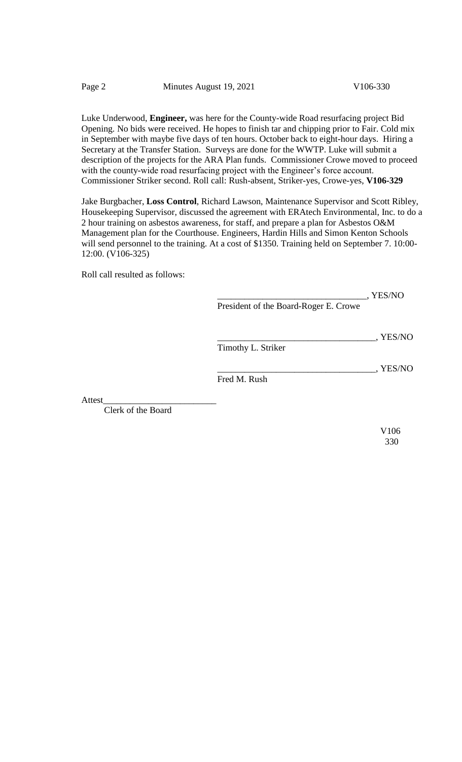Luke Underwood, **Engineer,** was here for the County-wide Road resurfacing project Bid Opening. No bids were received. He hopes to finish tar and chipping prior to Fair. Cold mix in September with maybe five days of ten hours. October back to eight-hour days. Hiring a Secretary at the Transfer Station. Surveys are done for the WWTP. Luke will submit a description of the projects for the ARA Plan funds. Commissioner Crowe moved to proceed with the county-wide road resurfacing project with the Engineer's force account. Commissioner Striker second. Roll call: Rush-absent, Striker-yes, Crowe-yes, **V106-329**

Jake Burgbacher, **Loss Control**, Richard Lawson, Maintenance Supervisor and Scott Ribley, Housekeeping Supervisor, discussed the agreement with ERAtech Environmental, Inc. to do a 2 hour training on asbestos awareness, for staff, and prepare a plan for Asbestos O&M Management plan for the Courthouse. Engineers, Hardin Hills and Simon Kenton Schools will send personnel to the training. At a cost of $1350. Training held on September 7. 10:00-12:00. (V106-325)

Roll call resulted as follows:

________________________________, YES/NO
President of the Board-Roger E. Crowe

__________________________________, YES/NO
Timothy L. Striker

__________________________________, YES/NO
Fred M. Rush

Attest________________________
Clerk of the Board

V106
330